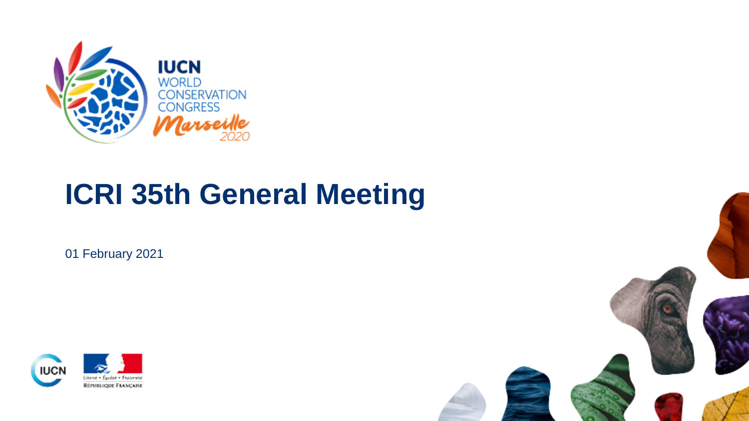IUCN WORLD CONSERVATION CONGRESS Marseille 2020

# ICRI 35th General Meeting

01 February 2021

IUCN

Liberté • Égalité • Fraternité

RÉPUBLIQUE FRANÇAISE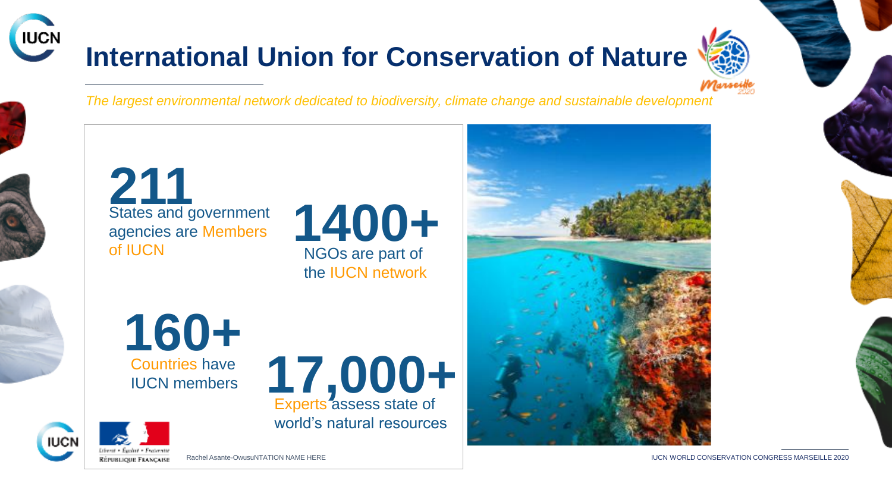# International Union for Conservation of Nature

*The largest environmental network dedicated to biodiversity, climate change and sustainable development*

**211**
States and government agencies are Members of IUCN

**1400+**
NGOs are part of the IUCN network

**160+**
Countries have IUCN members

**17,000+**
Experts assess state of world's natural resources

Rachel Asante-OwusuNTATION NAME HERE

IUCN WORLD CONSERVATION CONGRESS MARSEILLE 2020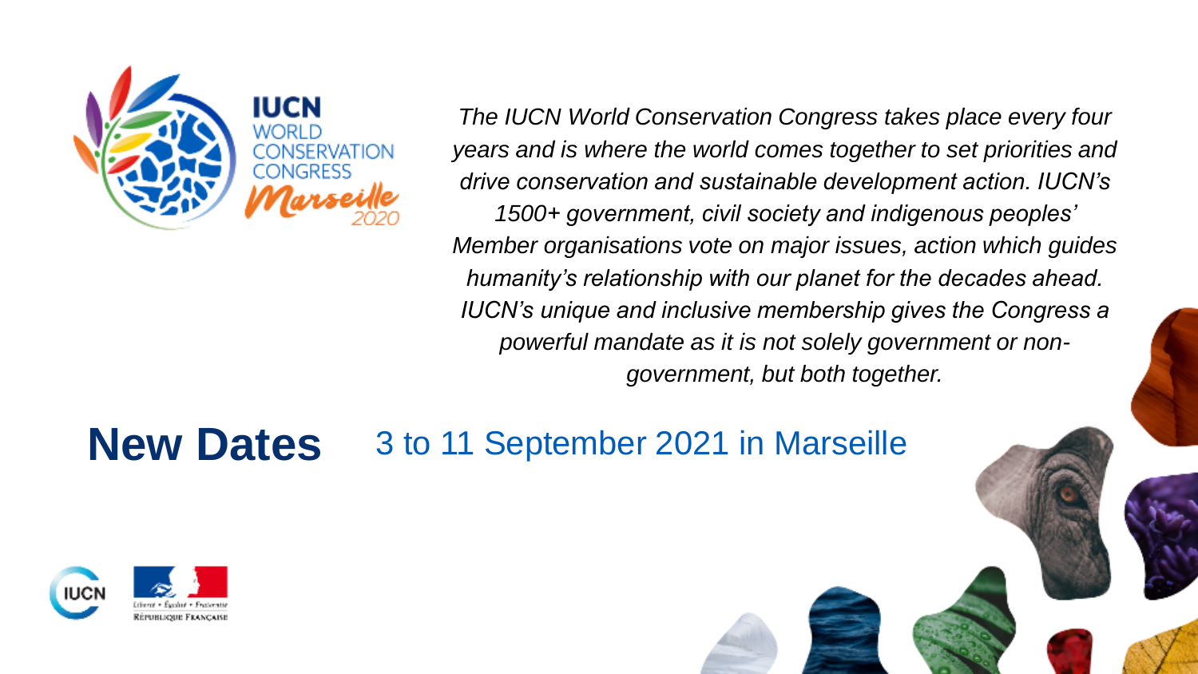IUCN WORLD CONSERVATION CONGRESS Marseille 2020

*The IUCN World Conservation Congress takes place every four years and is where the world comes together to set priorities and drive conservation and sustainable development action. IUCN's 1500+ government, civil society and indigenous peoples' Member organisations vote on major issues, action which guides humanity's relationship with our planet for the decades ahead. IUCN's unique and inclusive membership gives the Congress a powerful mandate as it is not solely government or non-government, but both together.*

## New Dates

3 to 11 September 2021 in Marseille

IUCN

Liberté • Égalité • Fraternité
RÉPUBLIQUE FRANÇAISE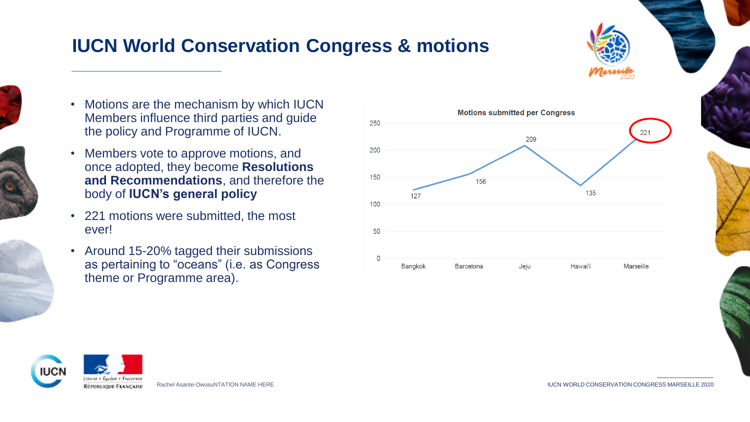# IUCN World Conservation Congress & motions

- Motions are the mechanism by which IUCN Members influence third parties and guide the policy and Programme of IUCN.
- Members vote to approve motions, and once adopted, they become **Resolutions and Recommendations**, and therefore the body of **IUCN's general policy**
- 221 motions were submitted, the most ever!
- Around 15-20% tagged their submissions as pertaining to "oceans" (i.e. as Congress theme or Programme area).

**Motions submitted per Congress**

| Congress | Motions submitted |
| --- | --- |
| Bangkok | 127 |
| Barcelona | 156 |
| Jeju | 209 |
| Hawai'i | 135 |
| Marseille | 221 |

Rachel Asante-OwusuNTATION NAME HERE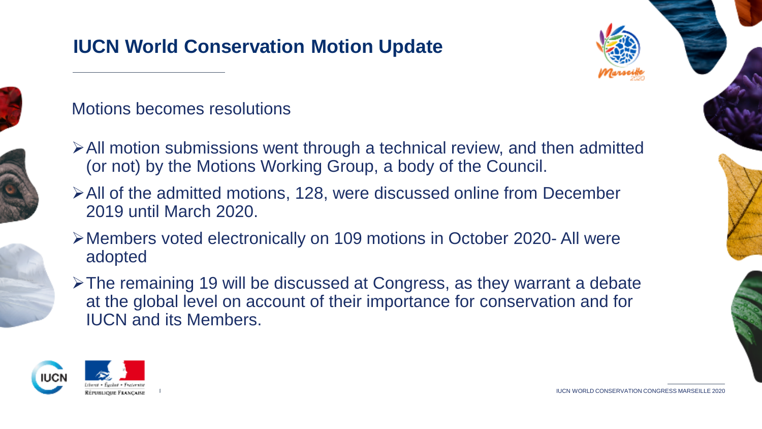## IUCN World Conservation Motion Update

Motions becomes resolutions

- All motion submissions went through a technical review, and then admitted (or not) by the Motions Working Group, a body of the Council.
- All of the admitted motions, 128, were discussed online from December 2019 until March 2020.
- Members voted electronically on 109 motions in October 2020- All were adopted
- The remaining 19 will be discussed at Congress, as they warrant a debate at the global level on account of their importance for conservation and for IUCN and its Members.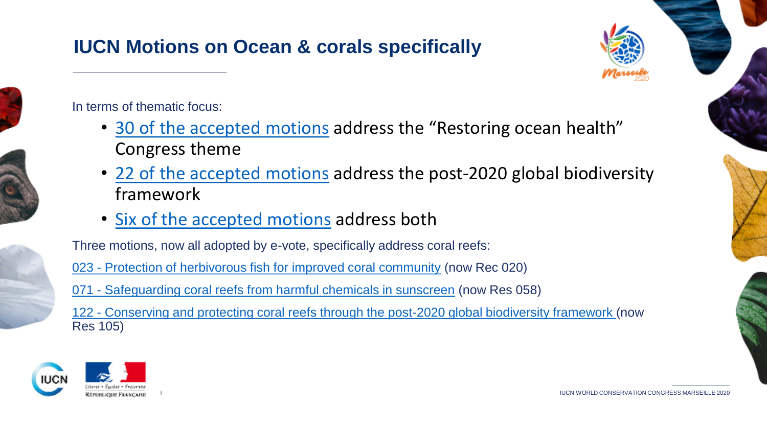# IUCN Motions on Ocean & corals specifically

In terms of thematic focus:

- 30 of the accepted motions address the "Restoring ocean health" Congress theme
- 22 of the accepted motions address the post-2020 global biodiversity framework
- Six of the accepted motions address both

Three motions, now all adopted by e-vote, specifically address coral reefs:

023 - Protection of herbivorous fish for improved coral community (now Rec 020)

071 - Safeguarding coral reefs from harmful chemicals in sunscreen (now Res 058)

122 - Conserving and protecting coral reefs through the post-2020 global biodiversity framework (now Res 105)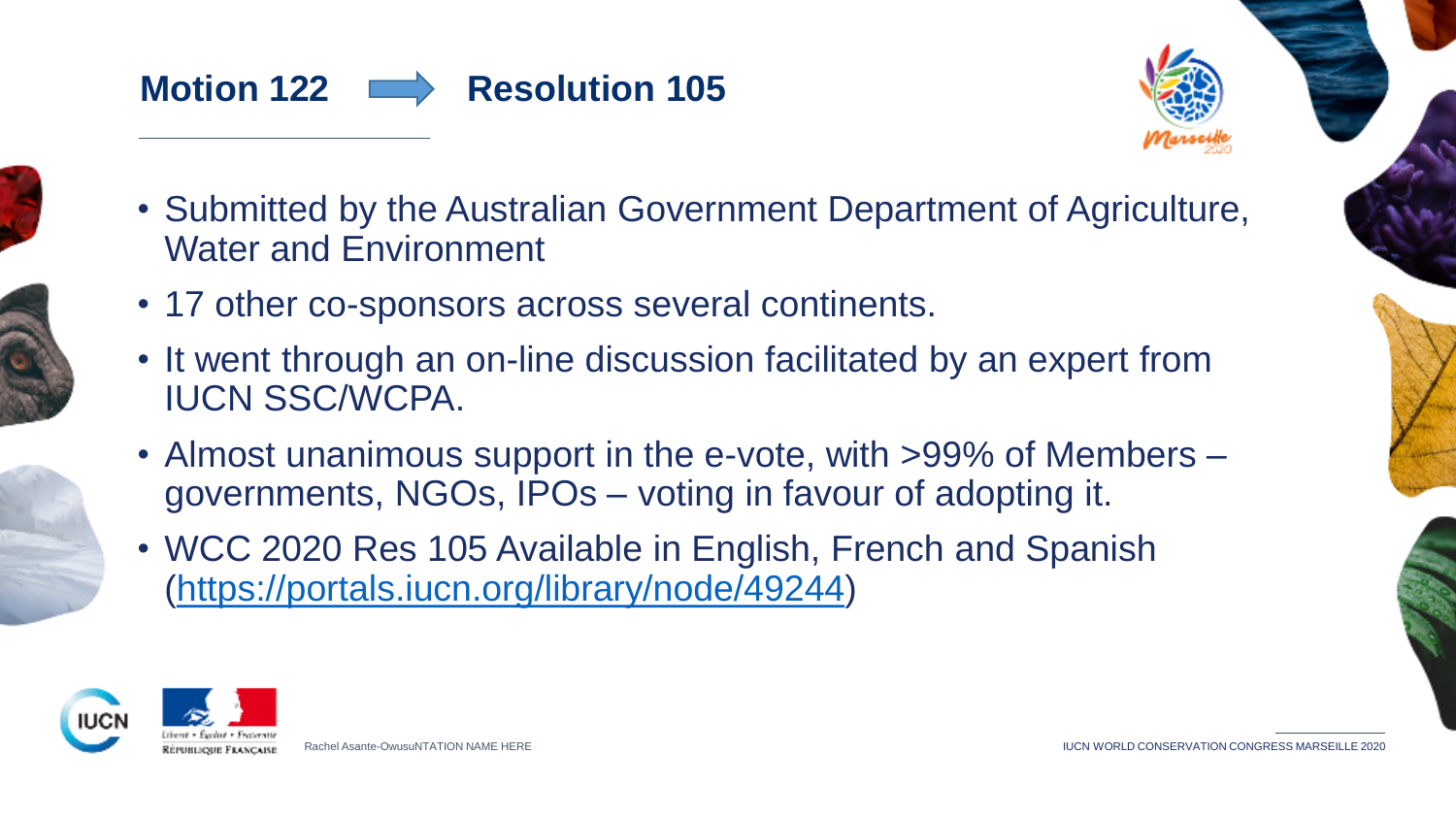## Motion 122 → Resolution 105

- Submitted by the Australian Government Department of Agriculture, Water and Environment
- 17 other co-sponsors across several continents.
- It went through an on-line discussion facilitated by an expert from IUCN SSC/WCPA.
- Almost unanimous support in the e-vote, with >99% of Members – governments, NGOs, IPOs – voting in favour of adopting it.
- WCC 2020 Res 105 Available in English, French and Spanish (https://portals.iucn.org/library/node/49244)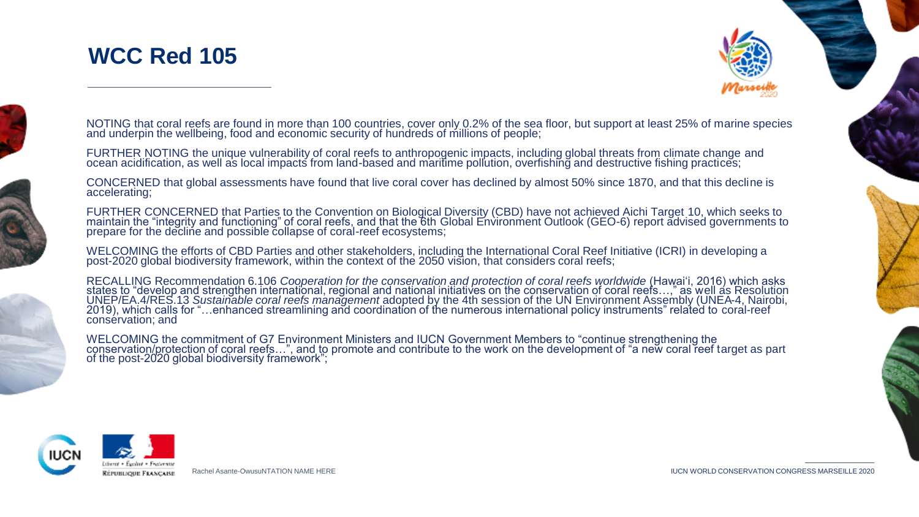# WCC Red 105

NOTING that coral reefs are found in more than 100 countries, cover only 0.2% of the sea floor, but support at least 25% of marine species and underpin the wellbeing, food and economic security of hundreds of millions of people;

FURTHER NOTING the unique vulnerability of coral reefs to anthropogenic impacts, including global threats from climate change and ocean acidification, as well as local impacts from land-based and maritime pollution, overfishing and destructive fishing practices;

CONCERNED that global assessments have found that live coral cover has declined by almost 50% since 1870, and that this decline is accelerating;

FURTHER CONCERNED that Parties to the Convention on Biological Diversity (CBD) have not achieved Aichi Target 10, which seeks to maintain the "integrity and functioning" of coral reefs, and that the 6th Global Environment Outlook (GEO-6) report advised governments to prepare for the decline and possible collapse of coral-reef ecosystems;

WELCOMING the efforts of CBD Parties and other stakeholders, including the International Coral Reef Initiative (ICRI) in developing a post-2020 global biodiversity framework, within the context of the 2050 vision, that considers coral reefs;

RECALLING Recommendation 6.106 *Cooperation for the conservation and protection of coral reefs worldwide* (Hawai'i, 2016) which asks states to "develop and strengthen international, regional and national initiatives on the conservation of coral reefs…," as well as Resolution UNEP/EA.4/RES.13 *Sustainable coral reefs management* adopted by the 4th session of the UN Environment Assembly (UNEA-4, Nairobi, 2019), which calls for "…enhanced streamlining and coordination of the numerous international policy instruments" related to coral-reef conservation; and

WELCOMING the commitment of G7 Environment Ministers and IUCN Government Members to "continue strengthening the conservation/protection of coral reefs…", and to promote and contribute to the work on the development of "a new coral reef target as part of the post-2020 global biodiversity framework";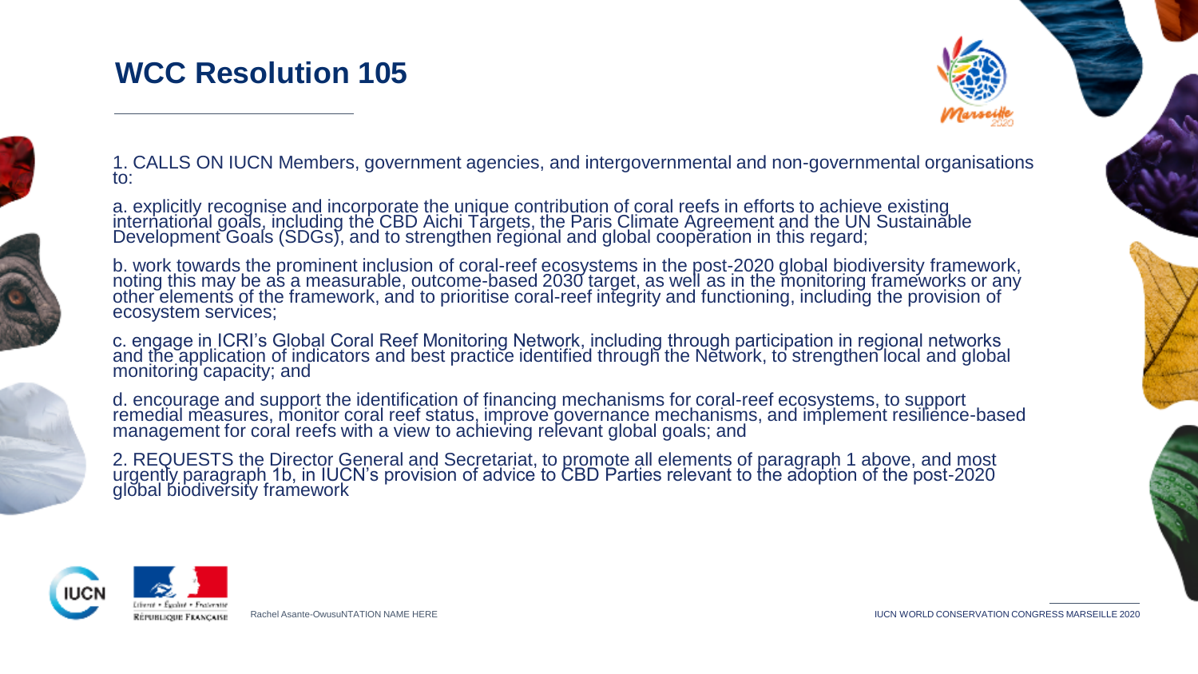# WCC Resolution 105

1. CALLS ON IUCN Members, government agencies, and intergovernmental and non-governmental organisations to:

a. explicitly recognise and incorporate the unique contribution of coral reefs in efforts to achieve existing international goals, including the CBD Aichi Targets, the Paris Climate Agreement and the UN Sustainable Development Goals (SDGs), and to strengthen regional and global cooperation in this regard;

b. work towards the prominent inclusion of coral-reef ecosystems in the post-2020 global biodiversity framework, noting this may be as a measurable, outcome-based 2030 target, as well as in the monitoring frameworks or any other elements of the framework, and to prioritise coral-reef integrity and functioning, including the provision of ecosystem services;

c. engage in ICRI's Global Coral Reef Monitoring Network, including through participation in regional networks and the application of indicators and best practice identified through the Network, to strengthen local and global monitoring capacity; and

d. encourage and support the identification of financing mechanisms for coral-reef ecosystems, to support remedial measures, monitor coral reef status, improve governance mechanisms, and implement resilience-based management for coral reefs with a view to achieving relevant global goals; and

2. REQUESTS the Director General and Secretariat, to promote all elements of paragraph 1 above, and most urgently paragraph 1b, in IUCN's provision of advice to CBD Parties relevant to the adoption of the post-2020 global biodiversity framework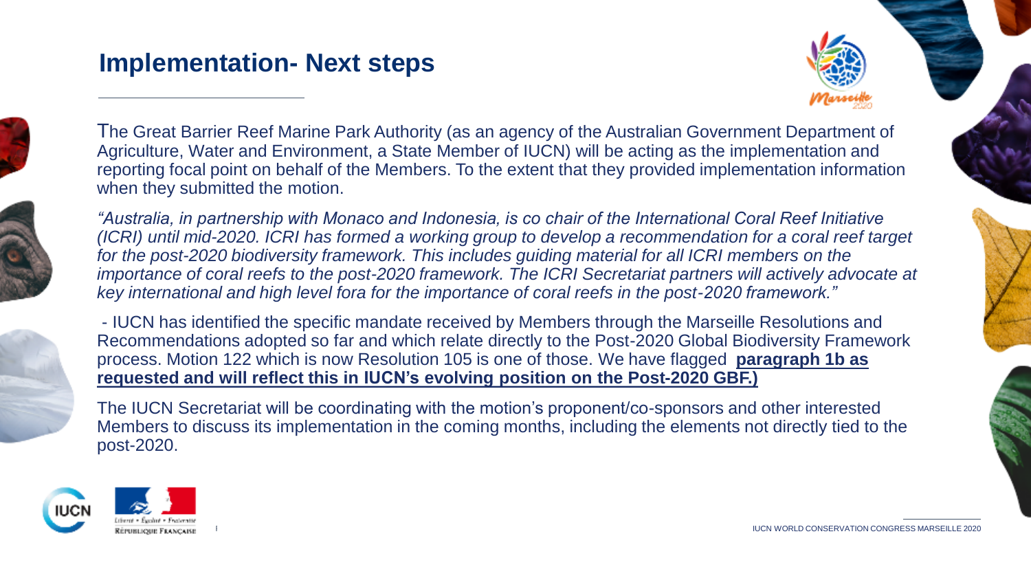# Implementation- Next steps

The Great Barrier Reef Marine Park Authority (as an agency of the Australian Government Department of Agriculture, Water and Environment, a State Member of IUCN) will be acting as the implementation and reporting focal point on behalf of the Members. To the extent that they provided implementation information when they submitted the motion.

*"Australia, in partnership with Monaco and Indonesia, is co chair of the International Coral Reef Initiative (ICRI) until mid-2020. ICRI has formed a working group to develop a recommendation for a coral reef target for the post-2020 biodiversity framework. This includes guiding material for all ICRI members on the importance of coral reefs to the post-2020 framework. The ICRI Secretariat partners will actively advocate at key international and high level fora for the importance of coral reefs in the post-2020 framework."*

- IUCN has identified the specific mandate received by Members through the Marseille Resolutions and Recommendations adopted so far and which relate directly to the Post-2020 Global Biodiversity Framework process. Motion 122 which is now Resolution 105 is one of those. We have flagged **paragraph 1b as requested and will reflect this in IUCN's evolving position on the Post-2020 GBF.)**

The IUCN Secretariat will be coordinating with the motion's proponent/co-sponsors and other interested Members to discuss its implementation in the coming months, including the elements not directly tied to the post-2020.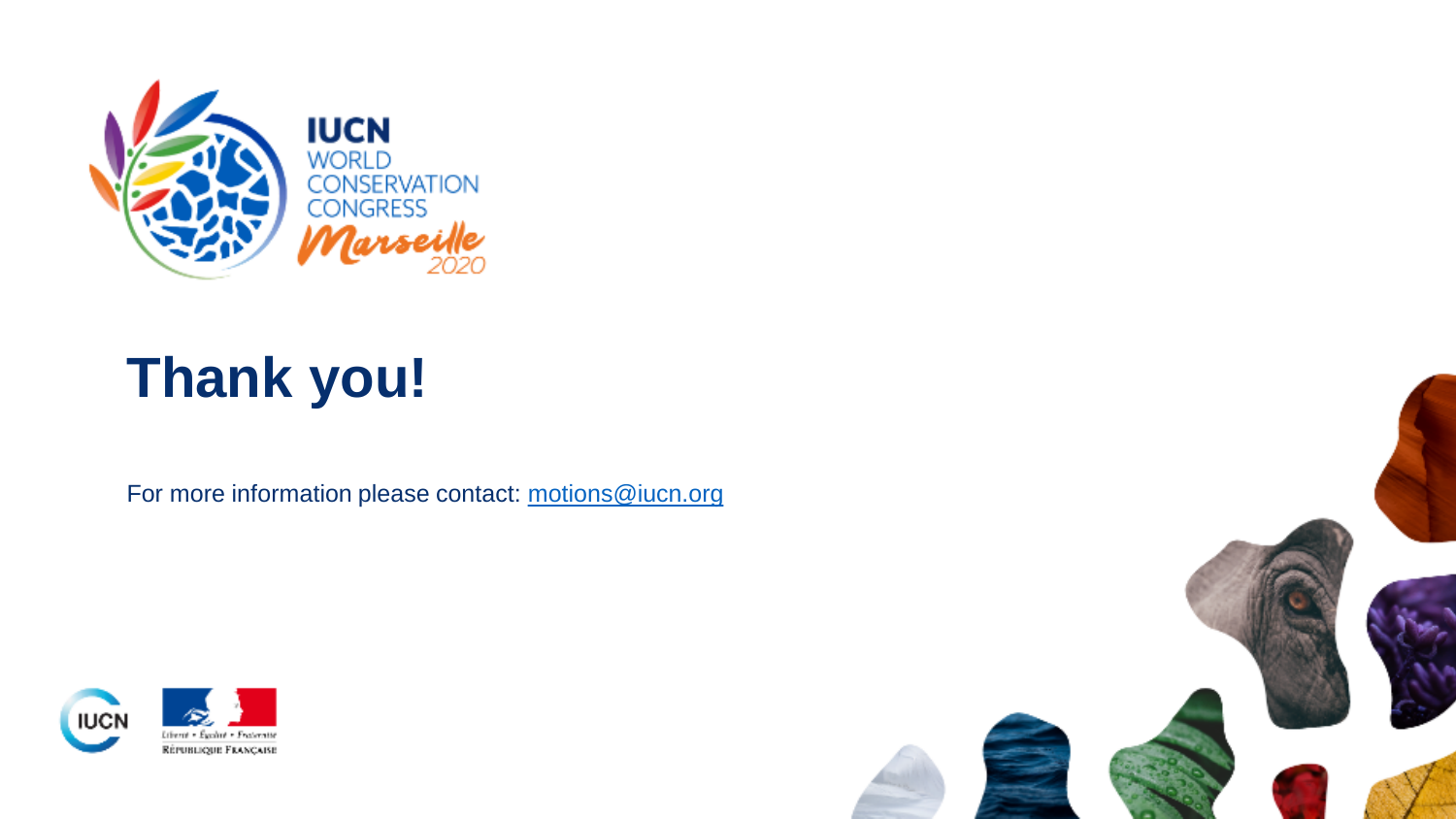# Thank you!

For more information please contact: motions@iucn.org